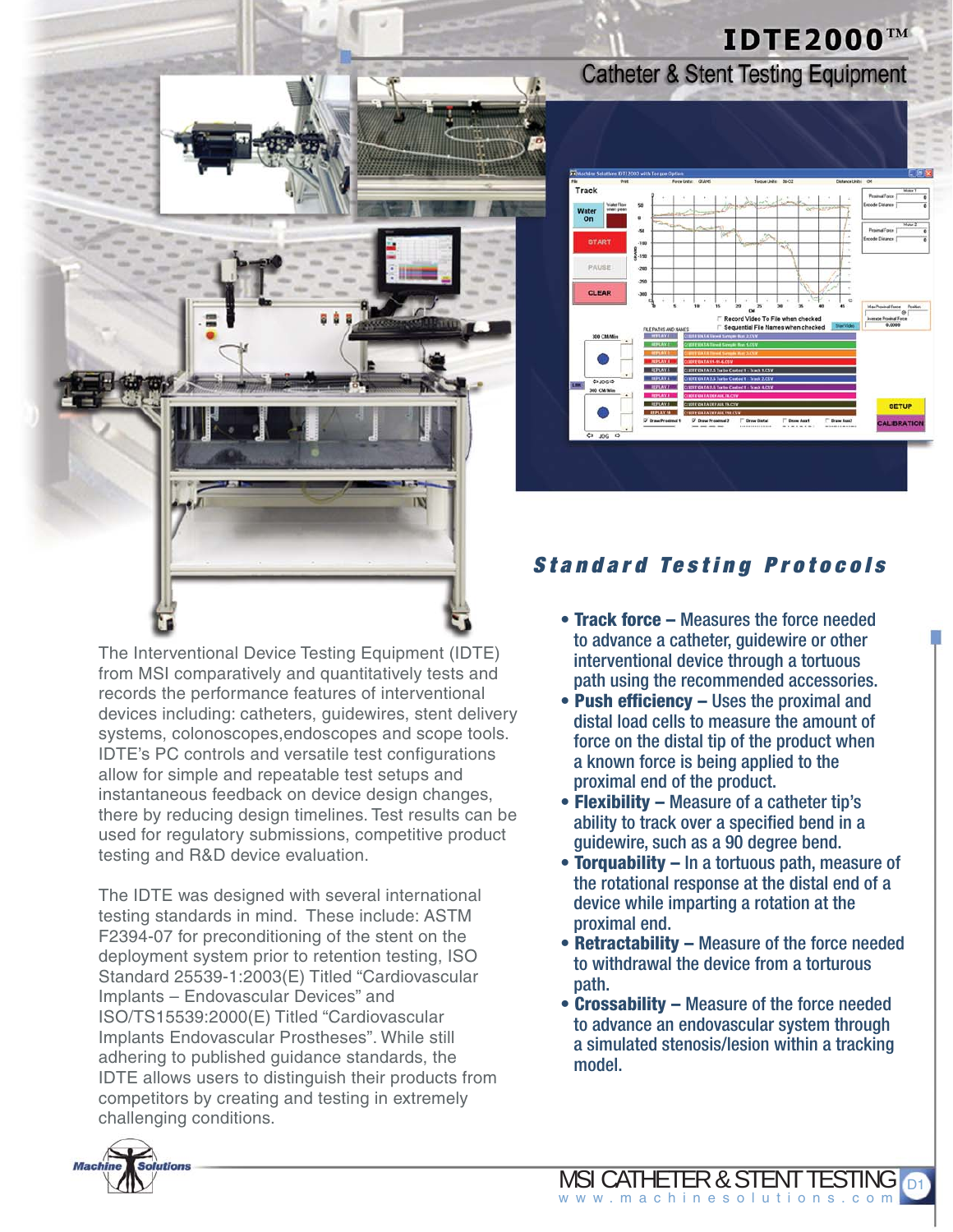# IDTE2000™

## Catheter & Stent Testing Equipment

The Interventional Device Testing Equipment (IDTE) from MSI comparatively and quantitatively tests and records the performance features of interventional devices including: catheters, guidewires, stent delivery systems, colonoscopes,endoscopes and scope tools. IDTE's PC controls and versatile test configurations allow for simple and repeatable test setups and instantaneous feedback on device design changes, there by reducing design timelines. Test results can be used for regulatory submissions, competitive product testing and R&D device evaluation.

The IDTE was designed with several international testing standards in mind. These include: ASTM F2394-07 for preconditioning of the stent on the deployment system prior to retention testing, ISO Standard 25539-1:2003(E) Titled "Cardiovascular Implants – Endovascular Devices" and ISO/TS15539:2000(E) Titled "Cardiovascular Implants Endovascular Prostheses". While still adhering to published guidance standards, the IDTE allows users to distinguish their products from competitors by creating and testing in extremely challenging conditions.

## *Standard Testing Protocols*

- **Track force –** Measures the force needed to advance a catheter, guidewire or other interventional device through a tortuous path using the recommended accessories.
- **Push efficiency –** Uses the proximal and distal load cells to measure the amount of force on the distal tip of the product when a known force is being applied to the proximal end of the product.
- **Flexibility –** Measure of a catheter tip's ability to track over a specified bend in a guidewire, such as a 90 degree bend.
- **Torquability –** In a tortuous path, measure of the rotational response at the distal end of a device while imparting a rotation at the proximal end.
- **Retractability –** Measure of the force needed to withdrawal the device from a torturous path.
- **Crossability –** Measure of the force needed to advance an endovascular system through a simulated stenosis/lesion within a tracking model.

Machine Solutions

MSI CATHETER & STENT TESTING
www.machinesolutions.com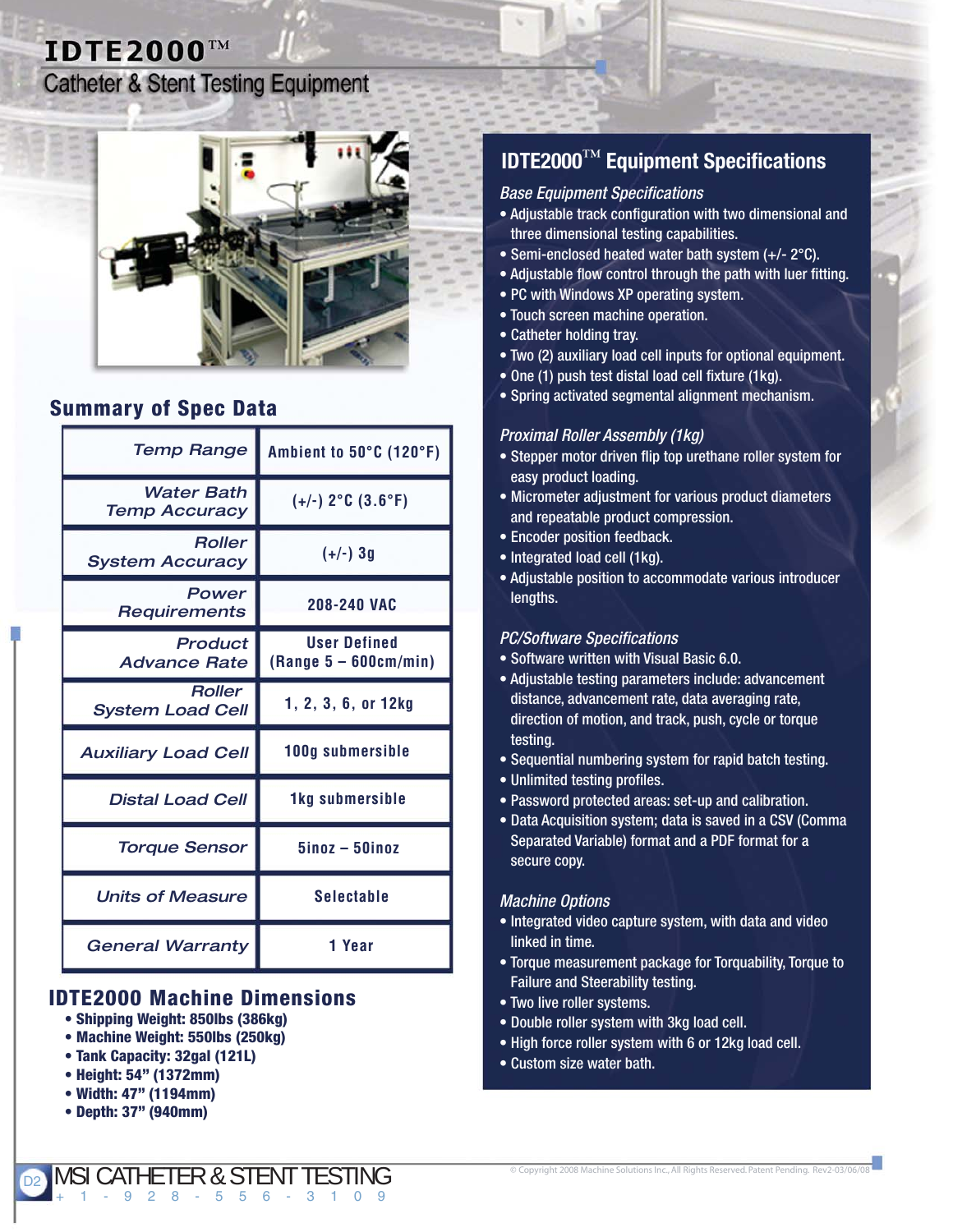# IDTE2000™

## Catheter & Stent Testing Equipment

## Summary of Spec Data

| | |
|---|---|
| Temp Range | Ambient to 50°C (120°F) |
| Water Bath Temp Accuracy | (+/-) 2°C (3.6°F) |
| Roller System Accuracy | (+/-) 3g |
| Power Requirements | 208-240 VAC |
| Product Advance Rate | User Defined (Range 5 – 600cm/min) |
| Roller System Load Cell | 1, 2, 3, 6, or 12kg |
| Auxiliary Load Cell | 100g submersible |
| Distal Load Cell | 1kg submersible |
| Torque Sensor | 5inoz – 50inoz |
| Units of Measure | Selectable |
| General Warranty | 1 Year |

## IDTE2000 Machine Dimensions

- **Shipping Weight: 850lbs (386kg)**
- **Machine Weight: 550lbs (250kg)**
- **Tank Capacity: 32gal (121L)**
- **Height: 54" (1372mm)**
- **Width: 47" (1194mm)**
- **Depth: 37" (940mm)**

## IDTE2000™ Equipment Specifications

### *Base Equipment Specifications*

- Adjustable track configuration with two dimensional and three dimensional testing capabilities.
- Semi-enclosed heated water bath system (+/- 2°C).
- Adjustable flow control through the path with luer fitting.
- PC with Windows XP operating system.
- Touch screen machine operation.
- Catheter holding tray.
- Two (2) auxiliary load cell inputs for optional equipment.
- One (1) push test distal load cell fixture (1kg).
- Spring activated segmental alignment mechanism.

### *Proximal Roller Assembly (1kg)*

- Stepper motor driven flip top urethane roller system for easy product loading.
- Micrometer adjustment for various product diameters and repeatable product compression.
- Encoder position feedback.
- Integrated load cell (1kg).
- Adjustable position to accommodate various introducer lengths.

### *PC/Software Specifications*

- Software written with Visual Basic 6.0.
- Adjustable testing parameters include: advancement distance, advancement rate, data averaging rate, direction of motion, and track, push, cycle or torque testing.
- Sequential numbering system for rapid batch testing.
- Unlimited testing profiles.
- Password protected areas: set-up and calibration.
- Data Acquisition system; data is saved in a CSV (Comma Separated Variable) format and a PDF format for a secure copy.

### *Machine Options*

- Integrated video capture system, with data and video linked in time.
- Torque measurement package for Torquability, Torque to Failure and Steerability testing.
- Two live roller systems.
- Double roller system with 3kg load cell.
- High force roller system with 6 or 12kg load cell.
- Custom size water bath.

MSI CATHETER & STENT TESTING
+1-928-556-3109

© Copyright 2008 Machine Solutions Inc., All Rights Reserved. Patent Pending. Rev2-03/06/08